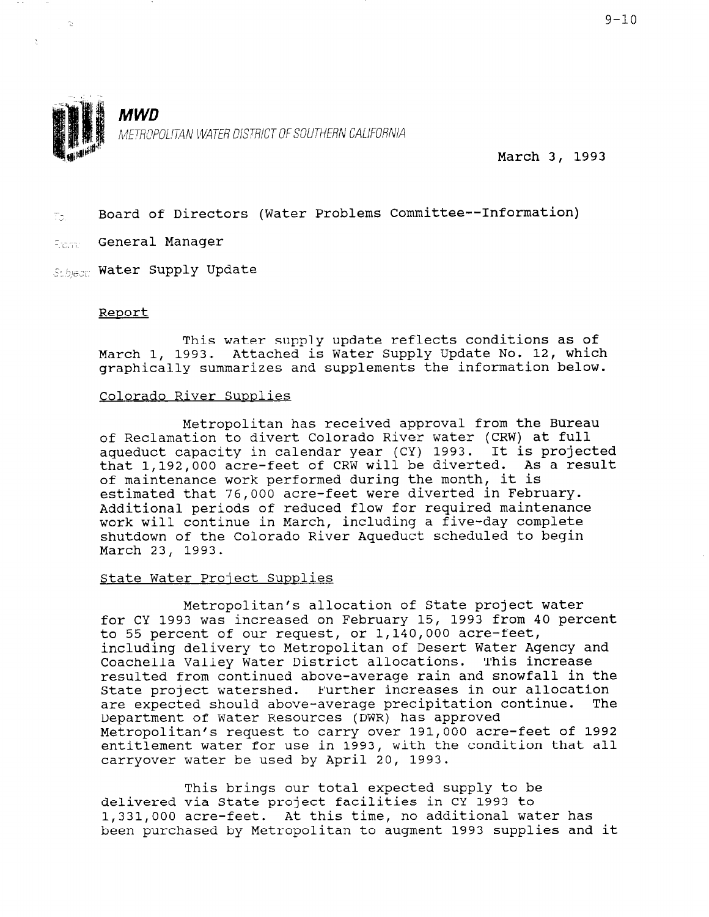**MWD**

*METROPOLITAN WATER DISTRICT OF SOUTHERN CALIFORNIA*

March 3, 1993

To: Board of Directors (Water Problems Committee--Information)

From: General Manager

Subject: Water Supply Update

## Report

This water supply update reflects conditions as of March 1, 1993. Attached is Water Supply Update No. 12, which graphically summarizes and supplements the information below.

### Colorado River Supplies

Metropolitan has received approval from the Bureau of Reclamation to divert Colorado River water (CRW) at full aqueduct capacity in calendar year (CY) 1993. It is projected that 1,192,000 acre-feet of CRW will be diverted. As a result of maintenance work performed during the month, it is estimated that 76,000 acre-feet were diverted in February. Additional periods of reduced flow for required maintenance work will continue in March, including a five-day complete shutdown of the Colorado River Aqueduct scheduled to begin March 23, 1993.

### State Water Project Supplies

Metropolitan's allocation of State project water for CY 1993 was increased on February 15, 1993 from 40 percent to 55 percent of our request, or 1,140,000 acre-feet, including delivery to Metropolitan of Desert Water Agency and Coachella Valley Water District allocations. This increase resulted from continued above-average rain and snowfall in the State project watershed. Further increases in our allocation are expected should above-average precipitation continue. The Department of Water Resources (DWR) has approved Metropolitan's request to carry over 191,000 acre-feet of 1992 entitlement water for use in 1993, with the condition that all carryover water be used by April 20, 1993.

This brings our total expected supply to be delivered via State project facilities in CY 1993 to 1,331,000 acre-feet. At this time, no additional water has been purchased by Metropolitan to augment 1993 supplies and it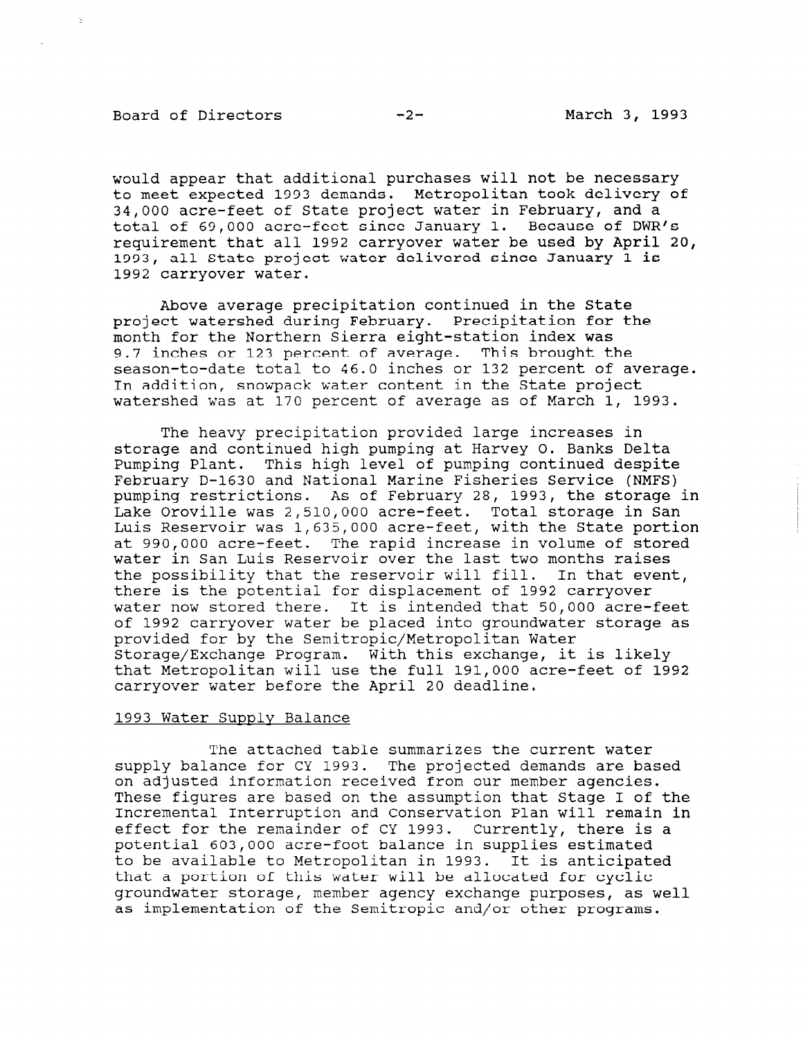would appear that additional purchases will not be necessary to meet expected 1993 demands. Metropolitan took delivery of 34,000 acre-feet of State project water in February, and a total of 69,000 acre-feet since January 1. Because of DWR's requirement that all 1992 carryover water be used by April 20, 1993, all State project water delivered since January 1 is 1992 carryover water.

Above average precipitation continued in the State project watershed during February. Precipitation for the month for the Northern Sierra eight-station index was 9.7 inches or 123 percent of average. This brought the season-to-date total to 46.0 inches or 132 percent of average. In addition, snowpack water content in the State project watershed was at 170 percent of average as of March 1, 1993.

The heavy precipitation provided large increases in storage and continued high pumping at Harvey O. Banks Delta Pumping Plant. This high level of pumping continued despite February D-1630 and National Marine Fisheries Service (NMFS) pumping restrictions. As of February 28, 1993, the storage in Lake Oroville was 2,510,000 acre-feet. Total storage in San Luis Reservoir was 1,635,000 acre-feet, with the State portion at 990,000 acre-feet. The rapid increase in volume of stored water in San Luis Reservoir over the last two months raises the possibility that the reservoir will fill. In that event, there is the potential for displacement of 1992 carryover water now stored there. It is intended that 50,000 acre-feet of 1992 carryover water be placed into groundwater storage as provided for by the Semitropic/Metropolitan Water Storage/Exchange Program. With this exchange, it is likely that Metropolitan will use the full 191,000 acre-feet of 1992 carryover water before the April 20 deadline.

## 1993 Water Supply Balance

The attached table summarizes the current water supply balance for CY 1993. The projected demands are based on adjusted information received from our member agencies. These figures are based on the assumption that Stage I of the Incremental Interruption and Conservation Plan will remain in effect for the remainder of CY 1993. Currently, there is a potential 603,000 acre-foot balance in supplies estimated to be available to Metropolitan in 1993. It is anticipated that a portion of this water will be allocated for cyclic groundwater storage, member agency exchange purposes, as well as implementation of the Semitropic and/or other programs.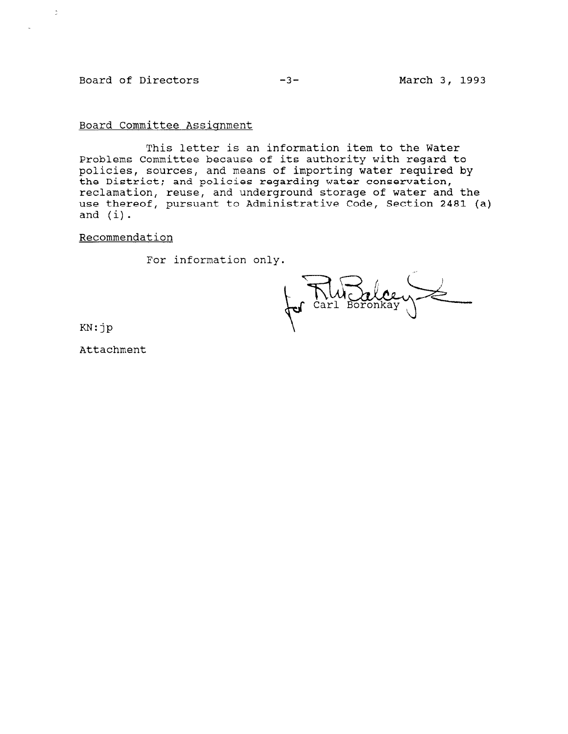Board Committee Assignment

This letter is an information item to the Water Problems Committee because of its authority with regard to policies, sources, and means of importing water required by the District; and policies regarding water conservation, reclamation, reuse, and underground storage of water and the use thereof, pursuant to Administrative Code, Section 2481 (a) and (i).

Recommendation

For information only.

for Carl Boronkay

KN:jp

Attachment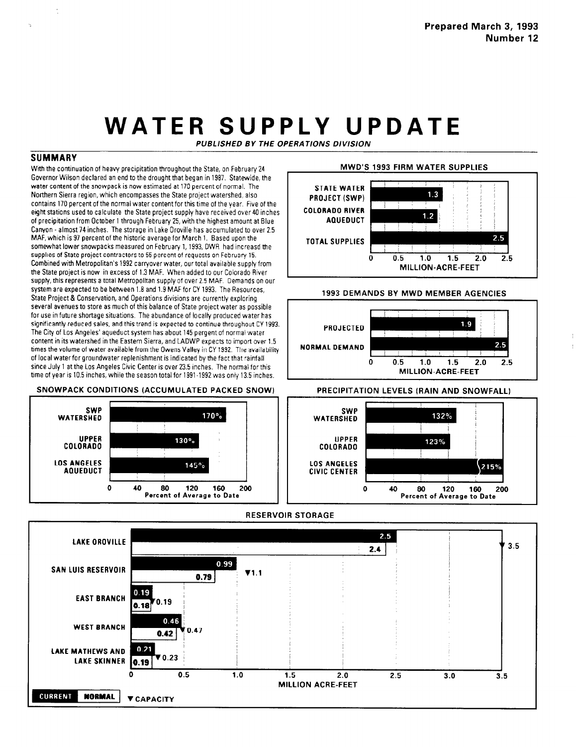Prepared March 3, 1993
Number 12

# WATER SUPPLY UPDATE

*PUBLISHED BY THE OPERATIONS DIVISION*

## SUMMARY

With the continuation of heavy precipitation throughout the State, on February 24 Governor Wilson declared an end to the drought that began in 1987. Statewide, the water content of the snowpack is now estimated at 170 percent of normal. The Northern Sierra region, which encompasses the State project watershed, also contains 170 percent of the normal water content for this time of the year. Five of the eight stations used to calculate the State project supply have received over 40 inches of precipitation from October 1 through February 25, with the highest amount at Blue Canyon - almost 74 inches. The storage in Lake Oroville has accumulated to over 2.5 MAF, which is 97 percent of the historic average for March 1. Based upon the somewhat lower snowpacks measured on February 1, 1993, DWR had increasd the supplies of State project contractors to 55 percent of requests on February 15. Combined with Metropolitan's 1992 carryover water, our total available supply from the State project is now in excess of 1.3 MAF. When added to our Colorado River supply, this represents a total Metropolitan supply of over 2.5 MAF. Demands on our system are expected to be between 1.8 and 1.9 MAF for CY 1993. The Resources, State Project & Conservation, and Operations divisions are currently exploring several avenues to store as much of this balance of State project water as possible for use in future shortage situations. The abundance of locally produced water has significantly reduced sales, and this trend is expected to continue throughout CY 1993. The City of Los Angeles' aqueduct system has about 145 pergent of normal water content in its watershed in the Eastern Sierra, and LADWP expects to import over 1.5 times the volume of water available from the Owens Valley in CY 1992. The availability of local water for groundwater replenishment is indicated by the fact that rainfall since July 1 at the Los Angeles Civic Center is over 23.5 inches. The normal for this time of year is 10.5 inches, while the season total for 1991-1992 was only 13.5 inches.

### MWD'S 1993 FIRM WATER SUPPLIES

| Source | Million-Acre-Feet |
|---|---|
| STATE WATER PROJECT (SWP) | 1.3 |
| COLORADO RIVER AQUEDUCT | 1.2 |
| TOTAL SUPPLIES | 2.5 |

### 1993 DEMANDS BY MWD MEMBER AGENCIES

| Demand | Million-Acre-Feet |
|---|---|
| PROJECTED | 1.9 |
| NORMAL DEMAND | 2.5 |

### SNOWPACK CONDITIONS (ACCUMULATED PACKED SNOW)

| Location | Percent of Average to Date |
|---|---|
| SWP WATERSHED | 170% |
| UPPER COLORADO | 130% |
| LOS ANGELES AQUEDUCT | 145% |

### PRECIPITATION LEVELS (RAIN AND SNOWFALL)

| Location | Percent of Average to Date |
|---|---|
| SWP WATERSHED | 132% |
| UPPER COLORADO | 123% |
| LOS ANGELES CIVIC CENTER | 215% |

### RESERVOIR STORAGE

| Reservoir | Current | Normal | Capacity |
|---|---|---|---|
| LAKE OROVILLE | 2.5 | 2.4 | 3.5 |
| SAN LUIS RESERVOIR | 0.99 | 0.79 | 1.1 |
| EAST BRANCH | 0.19 | 0.18 | 0.19 |
| WEST BRANCH | 0.46 | 0.42 | 0.47 |
| LAKE MATHEWS AND LAKE SKINNER | 0.21 | 0.19 | 0.23 |

MILLION ACRE-FEET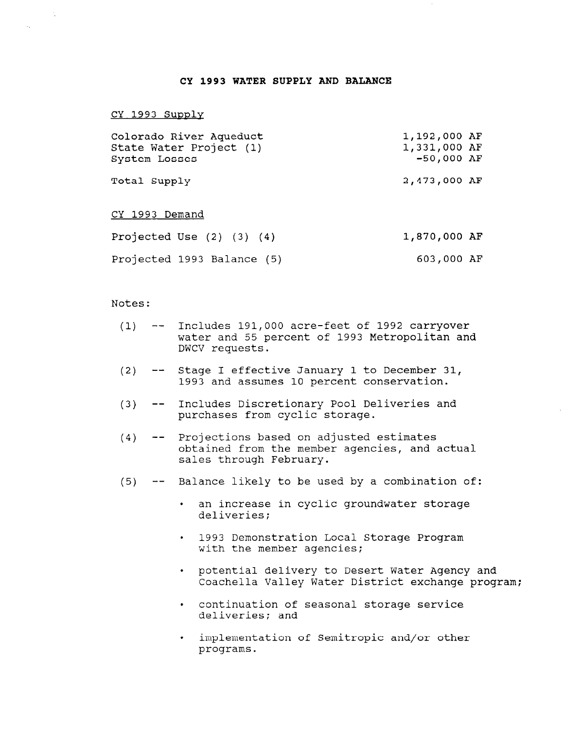# CY 1993 WATER SUPPLY AND BALANCE

CY 1993 Supply

| | |
|---|---|
| Colorado River Aqueduct | 1,192,000 AF |
| State Water Project (1) | 1,331,000 AF |
| System Losses | -50,000 AF |
| Total Supply | 2,473,000 AF |

CY 1993 Demand

| | |
|---|---|
| Projected Use (2) (3) (4) | 1,870,000 AF |
| Projected 1993 Balance (5) | 603,000 AF |

Notes:

(1) -- Includes 191,000 acre-feet of 1992 carryover water and 55 percent of 1993 Metropolitan and DWCV requests.

(2) -- Stage I effective January 1 to December 31, 1993 and assumes 10 percent conservation.

(3) -- Includes Discretionary Pool Deliveries and purchases from cyclic storage.

(4) -- Projections based on adjusted estimates obtained from the member agencies, and actual sales through February.

(5) -- Balance likely to be used by a combination of:

- an increase in cyclic groundwater storage deliveries;
- 1993 Demonstration Local Storage Program with the member agencies;
- potential delivery to Desert Water Agency and Coachella Valley Water District exchange program;
- continuation of seasonal storage service deliveries; and
- implementation of Semitropic and/or other programs.